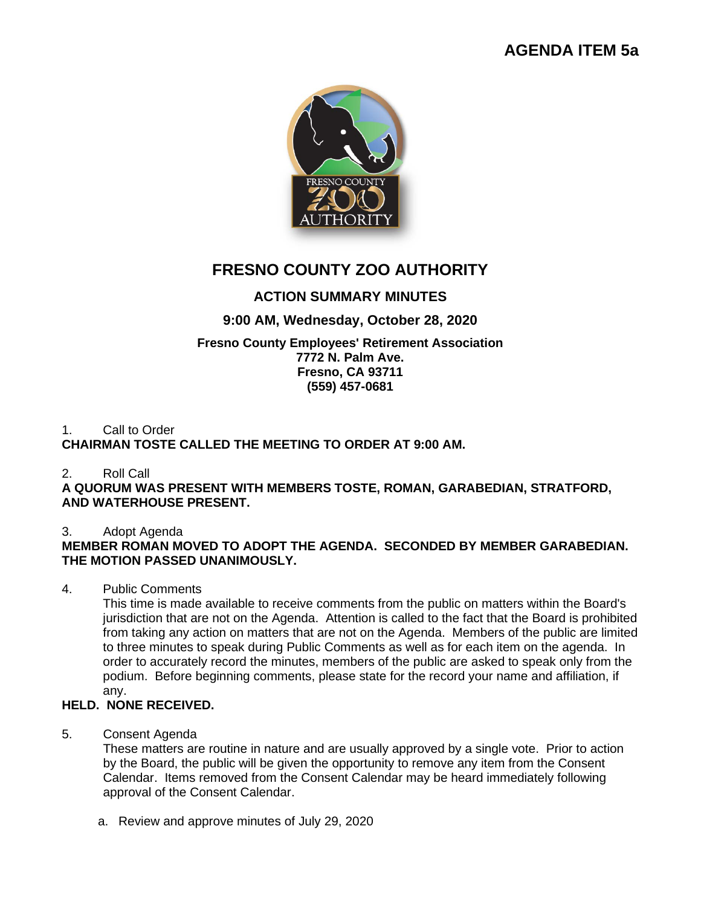**AGENDA ITEM 5a**

# FRESNO COUNTY ZOO AUTHORITY

## ACTION SUMMARY MINUTES

**9:00 AM, Wednesday, October 28, 2020**

**Fresno County Employees' Retirement Association**
**7772 N. Palm Ave.**
**Fresno, CA 93711**
**(559) 457-0681**

1. Call to Order

**CHAIRMAN TOSTE CALLED THE MEETING TO ORDER AT 9:00 AM.**

2. Roll Call

**A QUORUM WAS PRESENT WITH MEMBERS TOSTE, ROMAN, GARABEDIAN, STRATFORD, AND WATERHOUSE PRESENT.**

3. Adopt Agenda

**MEMBER ROMAN MOVED TO ADOPT THE AGENDA. SECONDED BY MEMBER GARABEDIAN. THE MOTION PASSED UNANIMOUSLY.**

4. Public Comments

   This time is made available to receive comments from the public on matters within the Board's jurisdiction that are not on the Agenda. Attention is called to the fact that the Board is prohibited from taking any action on matters that are not on the Agenda. Members of the public are limited to three minutes to speak during Public Comments as well as for each item on the agenda. In order to accurately record the minutes, members of the public are asked to speak only from the podium. Before beginning comments, please state for the record your name and affiliation, if any.

**HELD. NONE RECEIVED.**

5. Consent Agenda

   These matters are routine in nature and are usually approved by a single vote. Prior to action by the Board, the public will be given the opportunity to remove any item from the Consent Calendar. Items removed from the Consent Calendar may be heard immediately following approval of the Consent Calendar.

   a. Review and approve minutes of July 29, 2020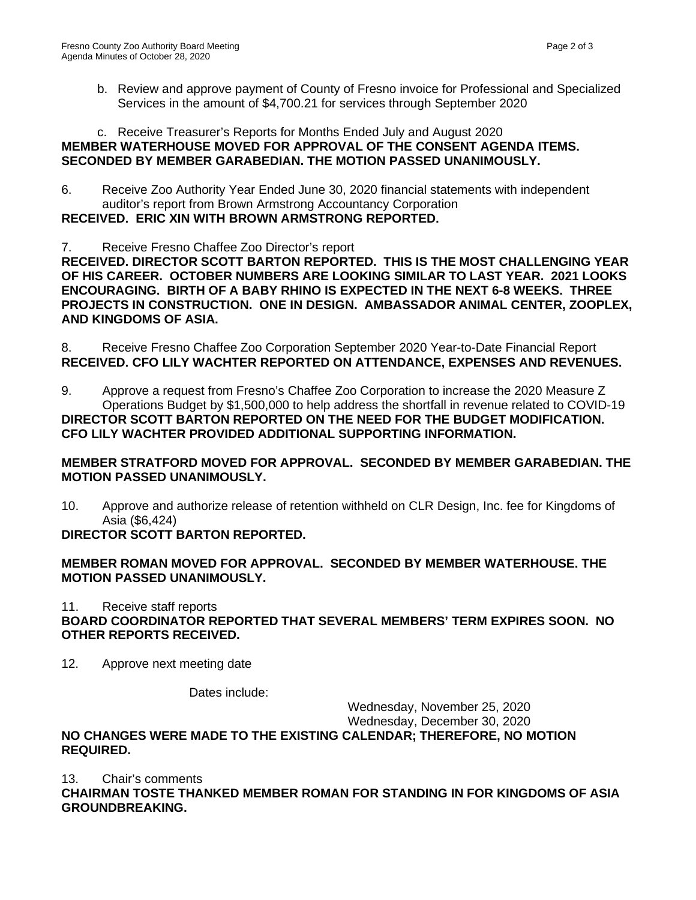b. Review and approve payment of County of Fresno invoice for Professional and Specialized Services in the amount of $4,700.21 for services through September 2020

c. Receive Treasurer's Reports for Months Ended July and August 2020

**MEMBER WATERHOUSE MOVED FOR APPROVAL OF THE CONSENT AGENDA ITEMS. SECONDED BY MEMBER GARABEDIAN. THE MOTION PASSED UNANIMOUSLY.**

6. Receive Zoo Authority Year Ended June 30, 2020 financial statements with independent auditor's report from Brown Armstrong Accountancy Corporation

**RECEIVED. ERIC XIN WITH BROWN ARMSTRONG REPORTED.**

7. Receive Fresno Chaffee Zoo Director's report

**RECEIVED. DIRECTOR SCOTT BARTON REPORTED. THIS IS THE MOST CHALLENGING YEAR OF HIS CAREER. OCTOBER NUMBERS ARE LOOKING SIMILAR TO LAST YEAR. 2021 LOOKS ENCOURAGING. BIRTH OF A BABY RHINO IS EXPECTED IN THE NEXT 6-8 WEEKS. THREE PROJECTS IN CONSTRUCTION. ONE IN DESIGN. AMBASSADOR ANIMAL CENTER, ZOOPLEX, AND KINGDOMS OF ASIA.**

8. Receive Fresno Chaffee Zoo Corporation September 2020 Year-to-Date Financial Report

**RECEIVED. CFO LILY WACHTER REPORTED ON ATTENDANCE, EXPENSES AND REVENUES.**

9. Approve a request from Fresno's Chaffee Zoo Corporation to increase the 2020 Measure Z Operations Budget by $1,500,000 to help address the shortfall in revenue related to COVID-19

**DIRECTOR SCOTT BARTON REPORTED ON THE NEED FOR THE BUDGET MODIFICATION. CFO LILY WACHTER PROVIDED ADDITIONAL SUPPORTING INFORMATION.**

**MEMBER STRATFORD MOVED FOR APPROVAL. SECONDED BY MEMBER GARABEDIAN. THE MOTION PASSED UNANIMOUSLY.**

10. Approve and authorize release of retention withheld on CLR Design, Inc. fee for Kingdoms of Asia ($6,424)

**DIRECTOR SCOTT BARTON REPORTED.**

**MEMBER ROMAN MOVED FOR APPROVAL. SECONDED BY MEMBER WATERHOUSE. THE MOTION PASSED UNANIMOUSLY.**

11. Receive staff reports

**BOARD COORDINATOR REPORTED THAT SEVERAL MEMBERS' TERM EXPIRES SOON. NO OTHER REPORTS RECEIVED.**

12. Approve next meeting date

Dates include:

Wednesday, November 25, 2020
Wednesday, December 30, 2020

**NO CHANGES WERE MADE TO THE EXISTING CALENDAR; THEREFORE, NO MOTION REQUIRED.**

13. Chair's comments

**CHAIRMAN TOSTE THANKED MEMBER ROMAN FOR STANDING IN FOR KINGDOMS OF ASIA GROUNDBREAKING.**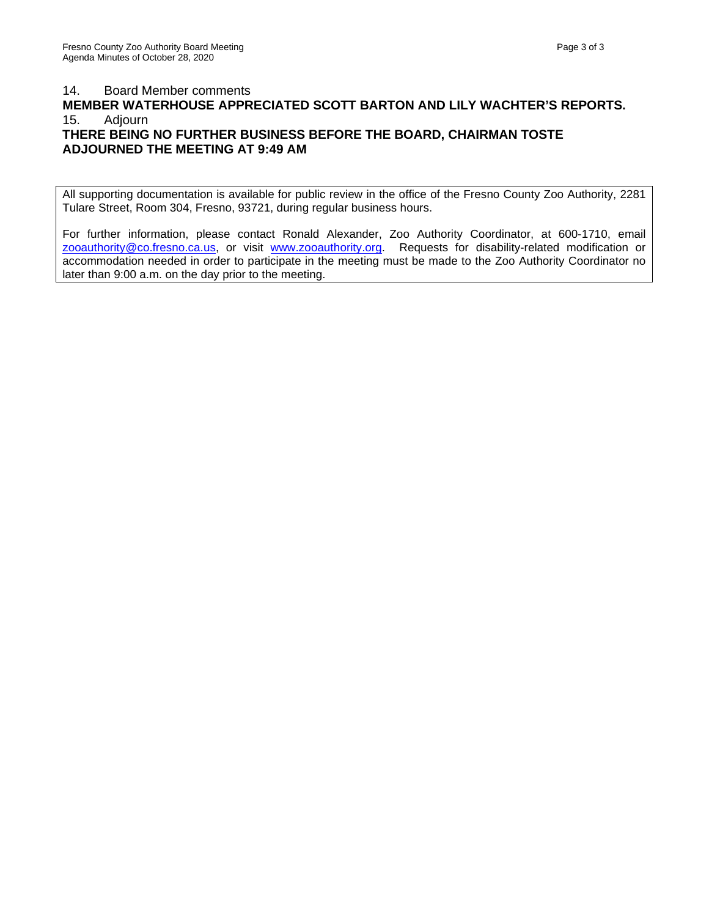14. Board Member comments

**MEMBER WATERHOUSE APPRECIATED SCOTT BARTON AND LILY WACHTER'S REPORTS.**

15. Adjourn

**THERE BEING NO FURTHER BUSINESS BEFORE THE BOARD, CHAIRMAN TOSTE ADJOURNED THE MEETING AT 9:49 AM**

All supporting documentation is available for public review in the office of the Fresno County Zoo Authority, 2281 Tulare Street, Room 304, Fresno, 93721, during regular business hours.

For further information, please contact Ronald Alexander, Zoo Authority Coordinator, at 600-1710, email zooauthority@co.fresno.ca.us, or visit www.zooauthority.org. Requests for disability-related modification or accommodation needed in order to participate in the meeting must be made to the Zoo Authority Coordinator no later than 9:00 a.m. on the day prior to the meeting.